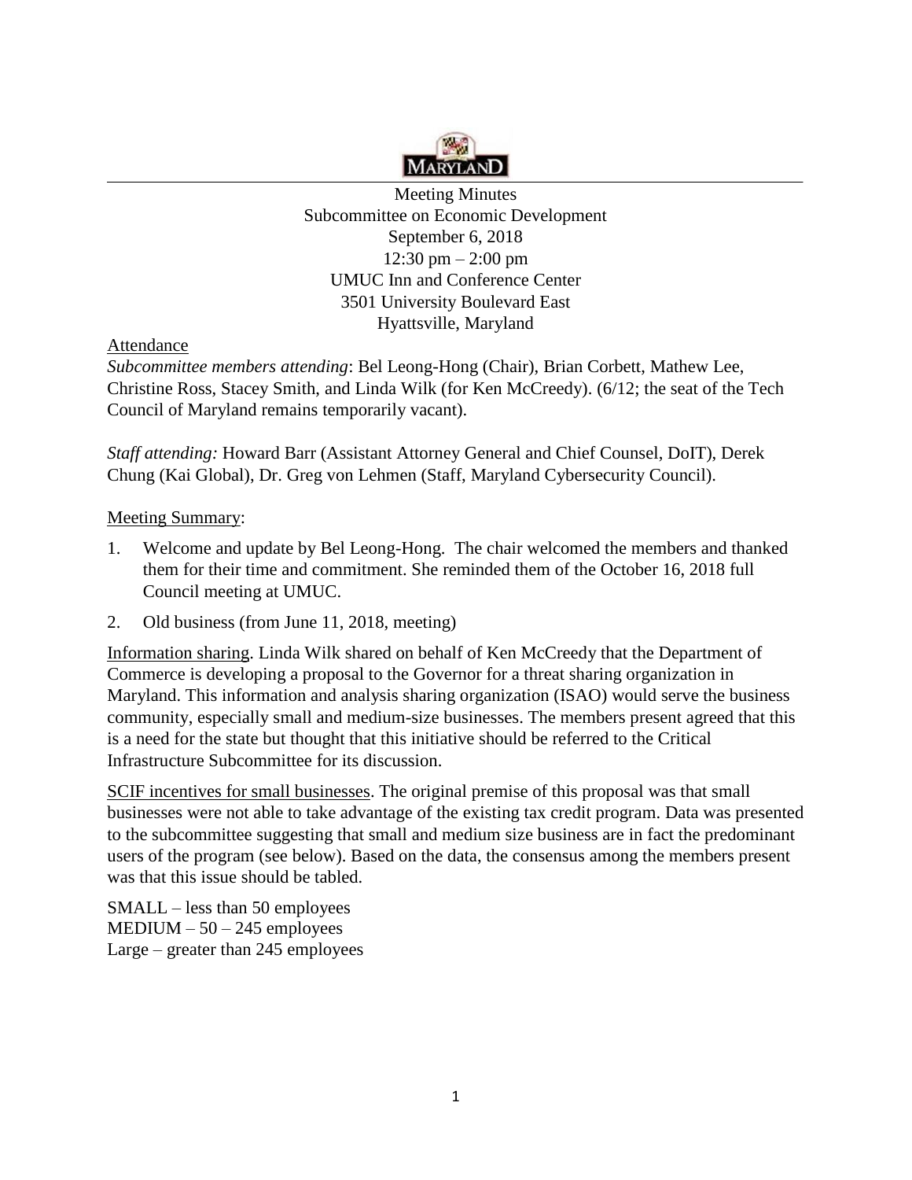Meeting Minutes
Subcommittee on Economic Development
September 6, 2018
12:30 pm – 2:00 pm
UMUC Inn and Conference Center
3501 University Boulevard East
Hyattsville, Maryland

Attendance

*Subcommittee members attending*: Bel Leong-Hong (Chair), Brian Corbett, Mathew Lee, Christine Ross, Stacey Smith, and Linda Wilk (for Ken McCreedy). (6/12; the seat of the Tech Council of Maryland remains temporarily vacant).

*Staff attending:* Howard Barr (Assistant Attorney General and Chief Counsel, DoIT), Derek Chung (Kai Global), Dr. Greg von Lehmen (Staff, Maryland Cybersecurity Council).

Meeting Summary:

1. Welcome and update by Bel Leong-Hong. The chair welcomed the members and thanked them for their time and commitment. She reminded them of the October 16, 2018 full Council meeting at UMUC.
2. Old business (from June 11, 2018, meeting)

Information sharing. Linda Wilk shared on behalf of Ken McCreedy that the Department of Commerce is developing a proposal to the Governor for a threat sharing organization in Maryland. This information and analysis sharing organization (ISAO) would serve the business community, especially small and medium-size businesses. The members present agreed that this is a need for the state but thought that this initiative should be referred to the Critical Infrastructure Subcommittee for its discussion.

SCIF incentives for small businesses. The original premise of this proposal was that small businesses were not able to take advantage of the existing tax credit program. Data was presented to the subcommittee suggesting that small and medium size business are in fact the predominant users of the program (see below). Based on the data, the consensus among the members present was that this issue should be tabled.

SMALL – less than 50 employees
MEDIUM – 50 – 245 employees
Large – greater than 245 employees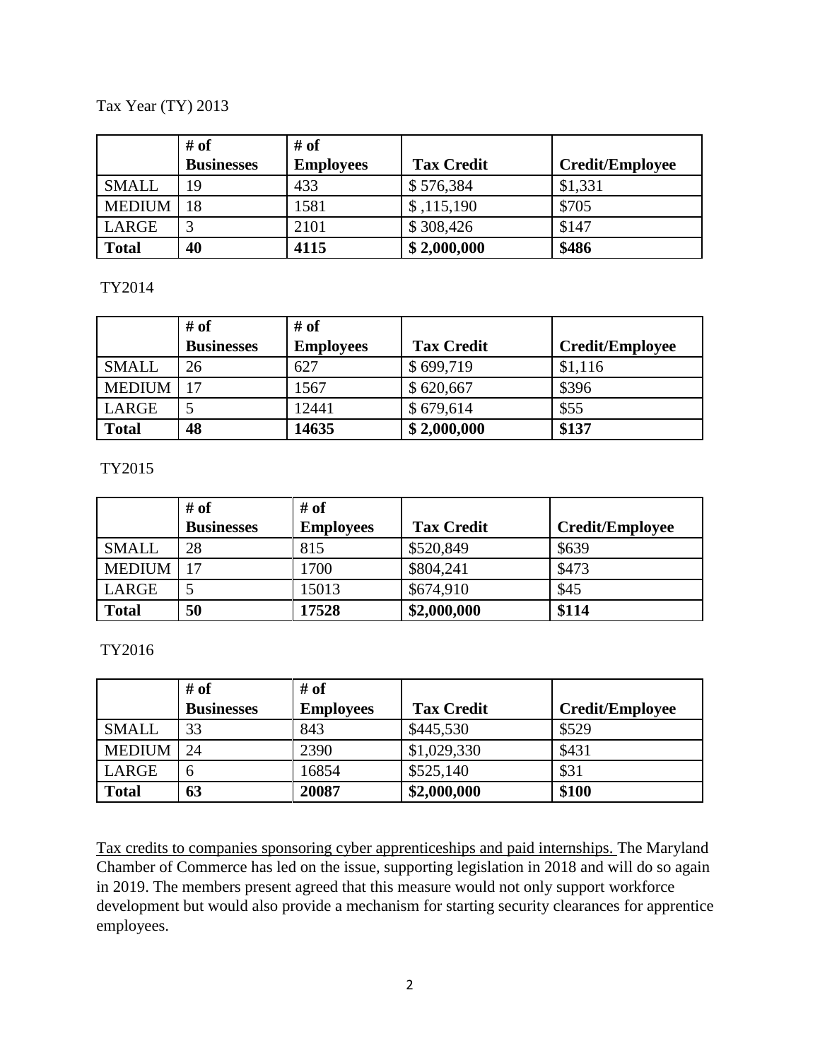Tax Year (TY) 2013

| | # of Businesses | # of Employees | Tax Credit | Credit/Employee |
|---|---|---|---|---|
| SMALL | 19 | 433 | $ 576,384 | $1,331 |
| MEDIUM | 18 | 1581 | $ ,115,190 | $705 |
| LARGE | 3 | 2101 | $ 308,426 | $147 |
| **Total** | **40** | **4115** | **$ 2,000,000** | **$486** |

TY2014

| | # of Businesses | # of Employees | Tax Credit | Credit/Employee |
|---|---|---|---|---|
| SMALL | 26 | 627 | $ 699,719 | $1,116 |
| MEDIUM | 17 | 1567 | $ 620,667 | $396 |
| LARGE | 5 | 12441 | $ 679,614 | $55 |
| **Total** | **48** | **14635** | **$ 2,000,000** | **$137** |

TY2015

| | # of Businesses | # of Employees | Tax Credit | Credit/Employee |
|---|---|---|---|---|
| SMALL | 28 | 815 | $520,849 | $639 |
| MEDIUM | 17 | 1700 | $804,241 | $473 |
| LARGE | 5 | 15013 | $674,910 | $45 |
| **Total** | **50** | **17528** | **$2,000,000** | **$114** |

TY2016

| | # of Businesses | # of Employees | Tax Credit | Credit/Employee |
|---|---|---|---|---|
| SMALL | 33 | 843 | $445,530 | $529 |
| MEDIUM | 24 | 2390 | $1,029,330 | $431 |
| LARGE | 6 | 16854 | $525,140 | $31 |
| **Total** | **63** | **20087** | **$2,000,000** | **$100** |

Tax credits to companies sponsoring cyber apprenticeships and paid internships. The Maryland Chamber of Commerce has led on the issue, supporting legislation in 2018 and will do so again in 2019. The members present agreed that this measure would not only support workforce development but would also provide a mechanism for starting security clearances for apprentice employees.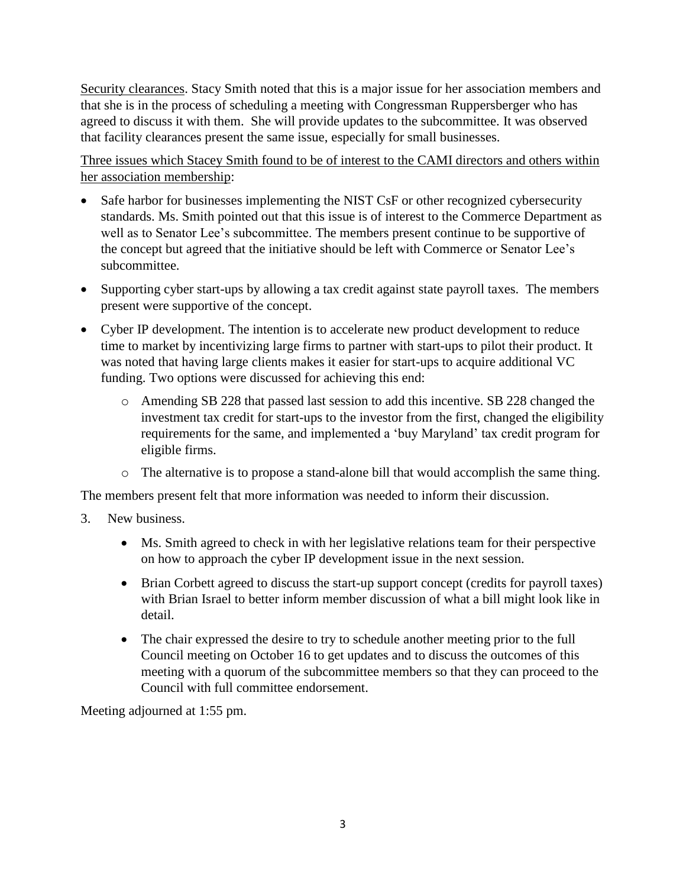Security clearances. Stacy Smith noted that this is a major issue for her association members and that she is in the process of scheduling a meeting with Congressman Ruppersberger who has agreed to discuss it with them. She will provide updates to the subcommittee. It was observed that facility clearances present the same issue, especially for small businesses.

Three issues which Stacey Smith found to be of interest to the CAMI directors and others within her association membership:

- Safe harbor for businesses implementing the NIST CsF or other recognized cybersecurity standards. Ms. Smith pointed out that this issue is of interest to the Commerce Department as well as to Senator Lee's subcommittee. The members present continue to be supportive of the concept but agreed that the initiative should be left with Commerce or Senator Lee's subcommittee.
- Supporting cyber start-ups by allowing a tax credit against state payroll taxes. The members present were supportive of the concept.
- Cyber IP development. The intention is to accelerate new product development to reduce time to market by incentivizing large firms to partner with start-ups to pilot their product. It was noted that having large clients makes it easier for start-ups to acquire additional VC funding. Two options were discussed for achieving this end:
  - Amending SB 228 that passed last session to add this incentive. SB 228 changed the investment tax credit for start-ups to the investor from the first, changed the eligibility requirements for the same, and implemented a 'buy Maryland' tax credit program for eligible firms.
  - The alternative is to propose a stand-alone bill that would accomplish the same thing.

The members present felt that more information was needed to inform their discussion.

3. New business.
   - Ms. Smith agreed to check in with her legislative relations team for their perspective on how to approach the cyber IP development issue in the next session.
   - Brian Corbett agreed to discuss the start-up support concept (credits for payroll taxes) with Brian Israel to better inform member discussion of what a bill might look like in detail.
   - The chair expressed the desire to try to schedule another meeting prior to the full Council meeting on October 16 to get updates and to discuss the outcomes of this meeting with a quorum of the subcommittee members so that they can proceed to the Council with full committee endorsement.

Meeting adjourned at 1:55 pm.